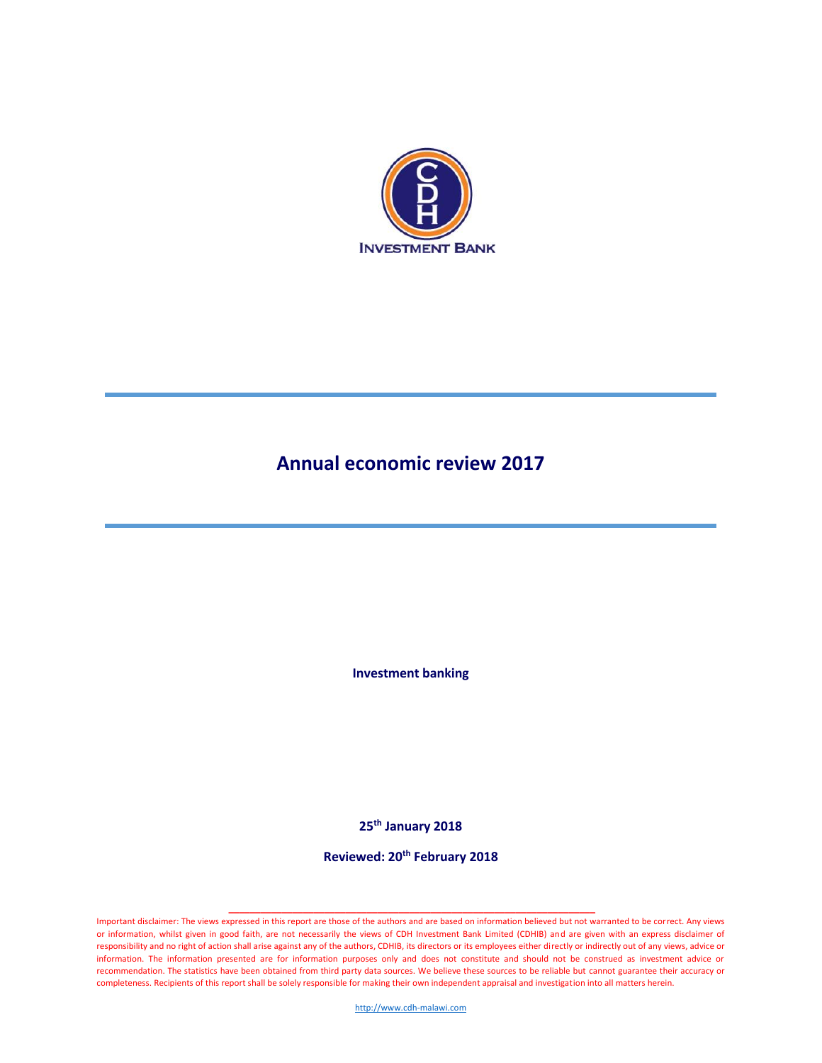CDH

INVESTMENT BANK

# Annual economic review 2017

**Investment banking**

**25th January 2018**

**Reviewed: 20th February 2018**

Important disclaimer: The views expressed in this report are those of the authors and are based on information believed but not warranted to be correct. Any views or information, whilst given in good faith, are not necessarily the views of CDH Investment Bank Limited (CDHIB) and are given with an express disclaimer of responsibility and no right of action shall arise against any of the authors, CDHIB, its directors or its employees either directly or indirectly out of any views, advice or information. The information presented are for information purposes only and does not constitute and should not be construed as investment advice or recommendation. The statistics have been obtained from third party data sources. We believe these sources to be reliable but cannot guarantee their accuracy or completeness. Recipients of this report shall be solely responsible for making their own independent appraisal and investigation into all matters herein.

http://www.cdh-malawi.com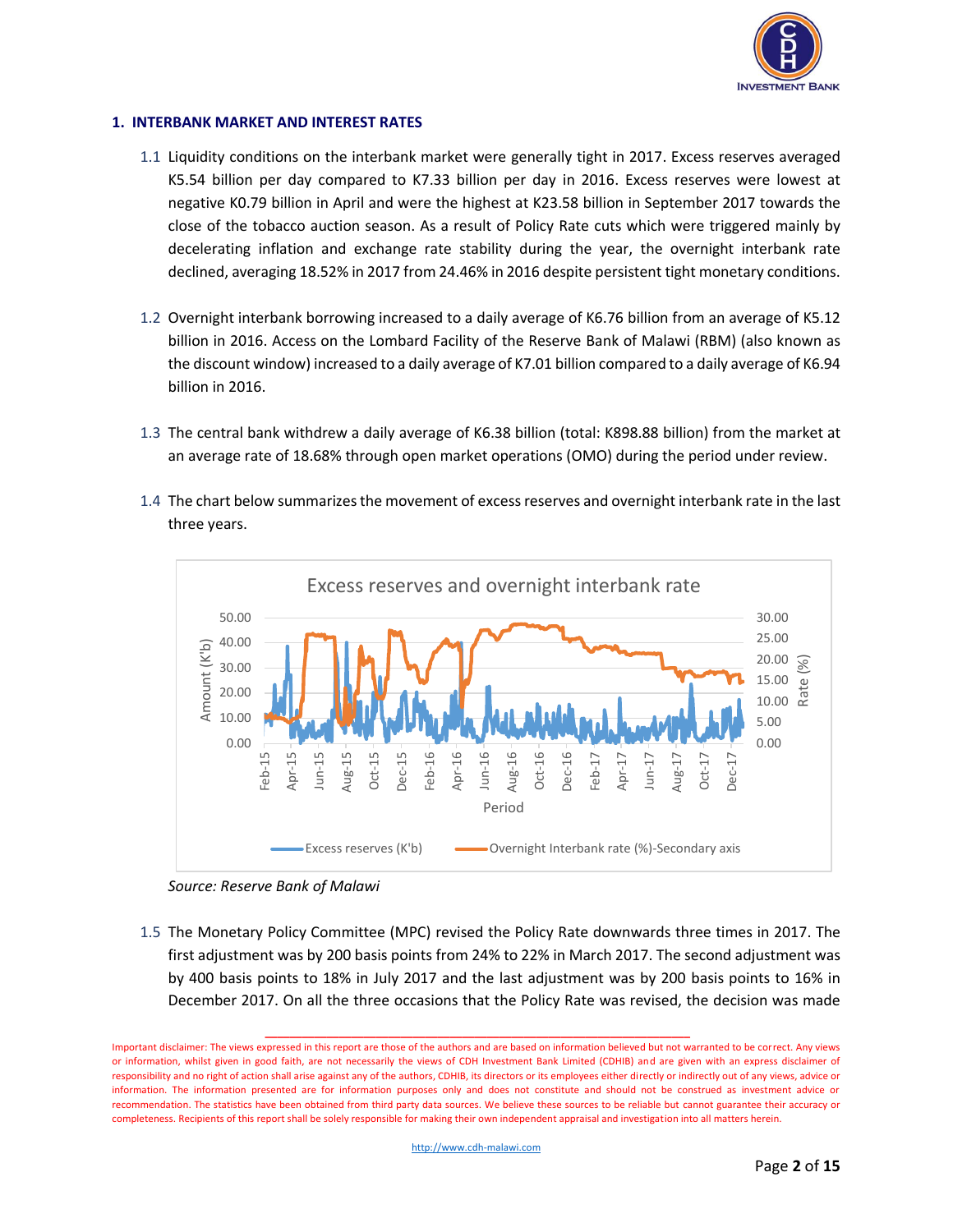## 1. INTERBANK MARKET AND INTEREST RATES

1.1 Liquidity conditions on the interbank market were generally tight in 2017. Excess reserves averaged K5.54 billion per day compared to K7.33 billion per day in 2016. Excess reserves were lowest at negative K0.79 billion in April and were the highest at K23.58 billion in September 2017 towards the close of the tobacco auction season. As a result of Policy Rate cuts which were triggered mainly by decelerating inflation and exchange rate stability during the year, the overnight interbank rate declined, averaging 18.52% in 2017 from 24.46% in 2016 despite persistent tight monetary conditions.

1.2 Overnight interbank borrowing increased to a daily average of K6.76 billion from an average of K5.12 billion in 2016. Access on the Lombard Facility of the Reserve Bank of Malawi (RBM) (also known as the discount window) increased to a daily average of K7.01 billion compared to a daily average of K6.94 billion in 2016.

1.3 The central bank withdrew a daily average of K6.38 billion (total: K898.88 billion) from the market at an average rate of 18.68% through open market operations (OMO) during the period under review.

1.4 The chart below summarizes the movement of excess reserves and overnight interbank rate in the last three years.

*Source: Reserve Bank of Malawi*

1.5 The Monetary Policy Committee (MPC) revised the Policy Rate downwards three times in 2017. The first adjustment was by 200 basis points from 24% to 22% in March 2017. The second adjustment was by 400 basis points to 18% in July 2017 and the last adjustment was by 200 basis points to 16% in December 2017. On all the three occasions that the Policy Rate was revised, the decision was made

Important disclaimer: The views expressed in this report are those of the authors and are based on information believed but not warranted to be correct. Any views or information, whilst given in good faith, are not necessarily the views of CDH Investment Bank Limited (CDHIB) and are given with an express disclaimer of responsibility and no right of action shall arise against any of the authors, CDHIB, its directors or its employees either directly or indirectly out of any views, advice or information. The information presented are for information purposes only and does not constitute and should not be construed as investment advice or recommendation. The statistics have been obtained from third party data sources. We believe these sources to be reliable but cannot guarantee their accuracy or completeness. Recipients of this report shall be solely responsible for making their own independent appraisal and investigation into all matters herein.

http://www.cdh-malawi.com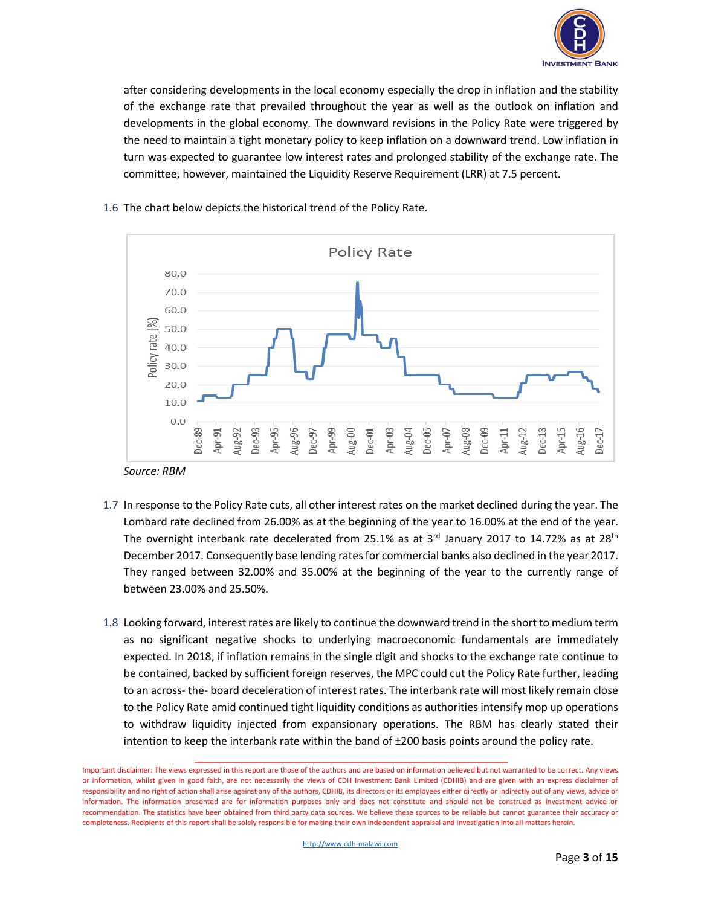after considering developments in the local economy especially the drop in inflation and the stability of the exchange rate that prevailed throughout the year as well as the outlook on inflation and developments in the global economy. The downward revisions in the Policy Rate were triggered by the need to maintain a tight monetary policy to keep inflation on a downward trend. Low inflation in turn was expected to guarantee low interest rates and prolonged stability of the exchange rate. The committee, however, maintained the Liquidity Reserve Requirement (LRR) at 7.5 percent.

1.6 The chart below depicts the historical trend of the Policy Rate.

*Source: RBM*

1.7 In response to the Policy Rate cuts, all other interest rates on the market declined during the year. The Lombard rate declined from 26.00% as at the beginning of the year to 16.00% at the end of the year. The overnight interbank rate decelerated from 25.1% as at 3rd January 2017 to 14.72% as at 28th December 2017. Consequently base lending rates for commercial banks also declined in the year 2017. They ranged between 32.00% and 35.00% at the beginning of the year to the currently range of between 23.00% and 25.50%.

1.8 Looking forward, interest rates are likely to continue the downward trend in the short to medium term as no significant negative shocks to underlying macroeconomic fundamentals are immediately expected. In 2018, if inflation remains in the single digit and shocks to the exchange rate continue to be contained, backed by sufficient foreign reserves, the MPC could cut the Policy Rate further, leading to an across- the- board deceleration of interest rates. The interbank rate will most likely remain close to the Policy Rate amid continued tight liquidity conditions as authorities intensify mop up operations to withdraw liquidity injected from expansionary operations. The RBM has clearly stated their intention to keep the interbank rate within the band of ±200 basis points around the policy rate.

Important disclaimer: The views expressed in this report are those of the authors and are based on information believed but not warranted to be correct. Any views or information, whilst given in good faith, are not necessarily the views of CDH Investment Bank Limited (CDHIB) and are given with an express disclaimer of responsibility and no right of action shall arise against any of the authors, CDHIB, its directors or its employees either directly or indirectly out of any views, advice or information. The information presented are for information purposes only and does not constitute and should not be construed as investment advice or recommendation. The statistics have been obtained from third party data sources. We believe these sources to be reliable but cannot guarantee their accuracy or completeness. Recipients of this report shall be solely responsible for making their own independent appraisal and investigation into all matters herein.

http://www.cdh-malawi.com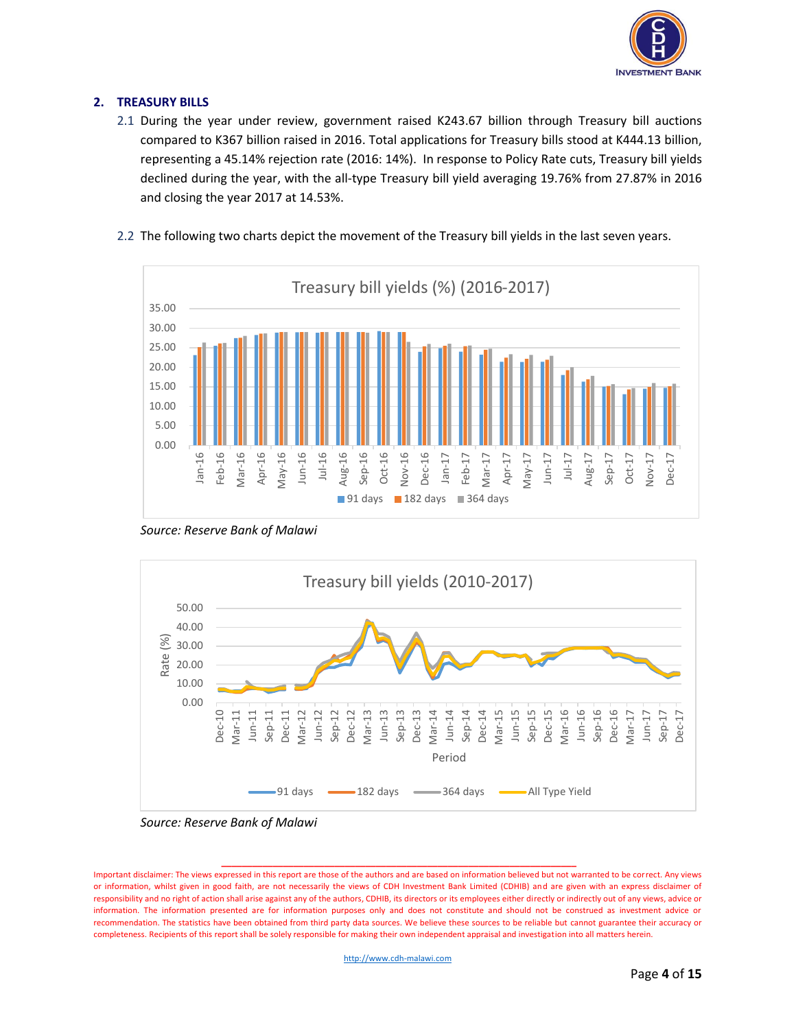## 2. TREASURY BILLS

2.1 During the year under review, government raised K243.67 billion through Treasury bill auctions compared to K367 billion raised in 2016. Total applications for Treasury bills stood at K444.13 billion, representing a 45.14% rejection rate (2016: 14%). In response to Policy Rate cuts, Treasury bill yields declined during the year, with the all-type Treasury bill yield averaging 19.76% from 27.87% in 2016 and closing the year 2017 at 14.53%.

2.2 The following two charts depict the movement of the Treasury bill yields in the last seven years.

*Source: Reserve Bank of Malawi*

*Source: Reserve Bank of Malawi*

Important disclaimer: The views expressed in this report are those of the authors and are based on information believed but not warranted to be correct. Any views or information, whilst given in good faith, are not necessarily the views of CDH Investment Bank Limited (CDHIB) and are given with an express disclaimer of responsibility and no right of action shall arise against any of the authors, CDHIB, its directors or its employees either directly or indirectly out of any views, advice or information. The information presented are for information purposes only and does not constitute and should not be construed as investment advice or recommendation. The statistics have been obtained from third party data sources. We believe these sources to be reliable but cannot guarantee their accuracy or completeness. Recipients of this report shall be solely responsible for making their own independent appraisal and investigation into all matters herein.

http://www.cdh-malawi.com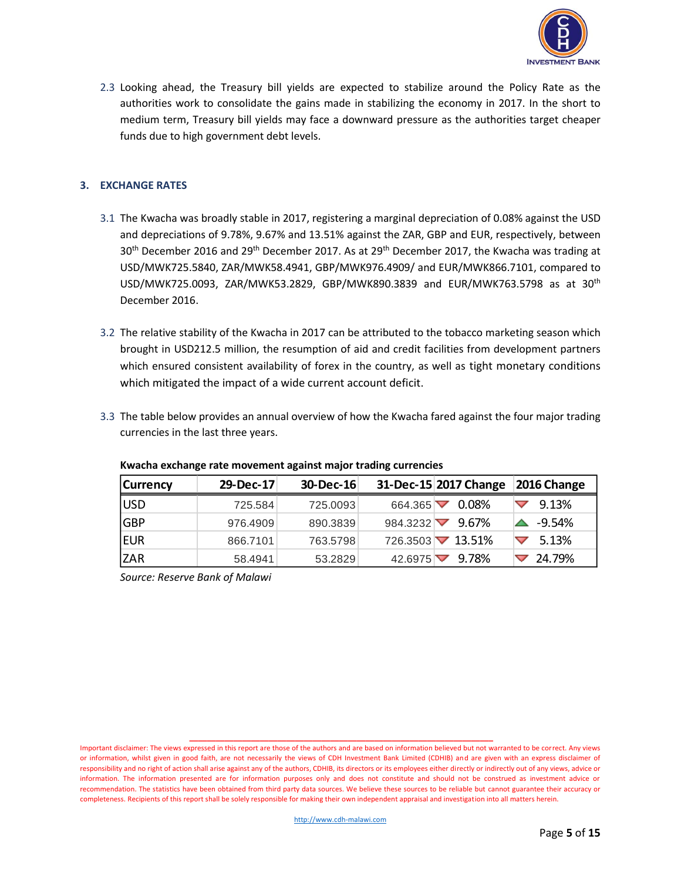2.3 Looking ahead, the Treasury bill yields are expected to stabilize around the Policy Rate as the authorities work to consolidate the gains made in stabilizing the economy in 2017. In the short to medium term, Treasury bill yields may face a downward pressure as the authorities target cheaper funds due to high government debt levels.

## 3. EXCHANGE RATES

3.1 The Kwacha was broadly stable in 2017, registering a marginal depreciation of 0.08% against the USD and depreciations of 9.78%, 9.67% and 13.51% against the ZAR, GBP and EUR, respectively, between 30th December 2016 and 29th December 2017. As at 29th December 2017, the Kwacha was trading at USD/MWK725.5840, ZAR/MWK58.4941, GBP/MWK976.4909/ and EUR/MWK866.7101, compared to USD/MWK725.0093, ZAR/MWK53.2829, GBP/MWK890.3839 and EUR/MWK763.5798 as at 30th December 2016.

3.2 The relative stability of the Kwacha in 2017 can be attributed to the tobacco marketing season which brought in USD212.5 million, the resumption of aid and credit facilities from development partners which ensured consistent availability of forex in the country, as well as tight monetary conditions which mitigated the impact of a wide current account deficit.

3.3 The table below provides an annual overview of how the Kwacha fared against the four major trading currencies in the last three years.

**Kwacha exchange rate movement against major trading currencies**

| Currency | 29-Dec-17 | 30-Dec-16 | 31-Dec-15 | 2017 Change | 2016 Change |
|---|---|---|---|---|---|
| USD | 725.584 | 725.0093 | 664.365 | ▼ 0.08% | ▼ 9.13% |
| GBP | 976.4909 | 890.3839 | 984.3232 | ▼ 9.67% | ▲ -9.54% |
| EUR | 866.7101 | 763.5798 | 726.3503 | ▼ 13.51% | ▼ 5.13% |
| ZAR | 58.4941 | 53.2829 | 42.6975 | ▼ 9.78% | ▼ 24.79% |

*Source: Reserve Bank of Malawi*

Important disclaimer: The views expressed in this report are those of the authors and are based on information believed but not warranted to be correct. Any views or information, whilst given in good faith, are not necessarily the views of CDH Investment Bank Limited (CDHIB) and are given with an express disclaimer of responsibility and no right of action shall arise against any of the authors, CDHIB, its directors or its employees either directly or indirectly out of any views, advice or information. The information presented are for information purposes only and does not constitute and should not be construed as investment advice or recommendation. The statistics have been obtained from third party data sources. We believe these sources to be reliable but cannot guarantee their accuracy or completeness. Recipients of this report shall be solely responsible for making their own independent appraisal and investigation into all matters herein.

http://www.cdh-malawi.com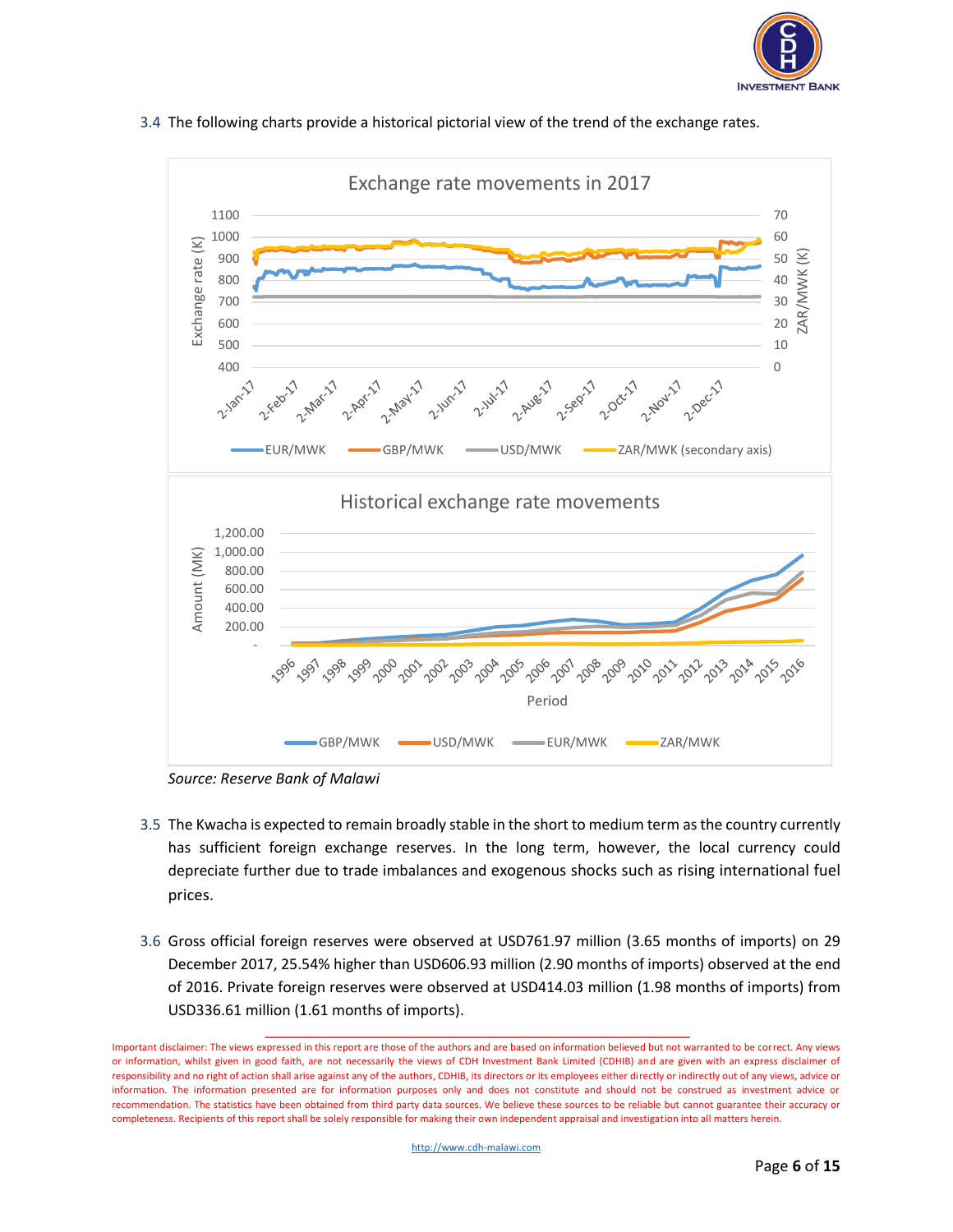3.4 The following charts provide a historical pictorial view of the trend of the exchange rates.

Source: Reserve Bank of Malawi

3.5 The Kwacha is expected to remain broadly stable in the short to medium term as the country currently has sufficient foreign exchange reserves. In the long term, however, the local currency could depreciate further due to trade imbalances and exogenous shocks such as rising international fuel prices.

3.6 Gross official foreign reserves were observed at USD761.97 million (3.65 months of imports) on 29 December 2017, 25.54% higher than USD606.93 million (2.90 months of imports) observed at the end of 2016. Private foreign reserves were observed at USD414.03 million (1.98 months of imports) from USD336.61 million (1.61 months of imports).

Important disclaimer: The views expressed in this report are those of the authors and are based on information believed but not warranted to be correct. Any views or information, whilst given in good faith, are not necessarily the views of CDH Investment Bank Limited (CDHIB) and are given with an express disclaimer of responsibility and no right of action shall arise against any of the authors, CDHIB, its directors or its employees either directly or indirectly out of any views, advice or information. The information presented are for information purposes only and does not constitute and should not be construed as investment advice or recommendation. The statistics have been obtained from third party data sources. We believe these sources to be reliable but cannot guarantee their accuracy or completeness. Recipients of this report shall be solely responsible for making their own independent appraisal and investigation into all matters herein.

http://www.cdh-malawi.com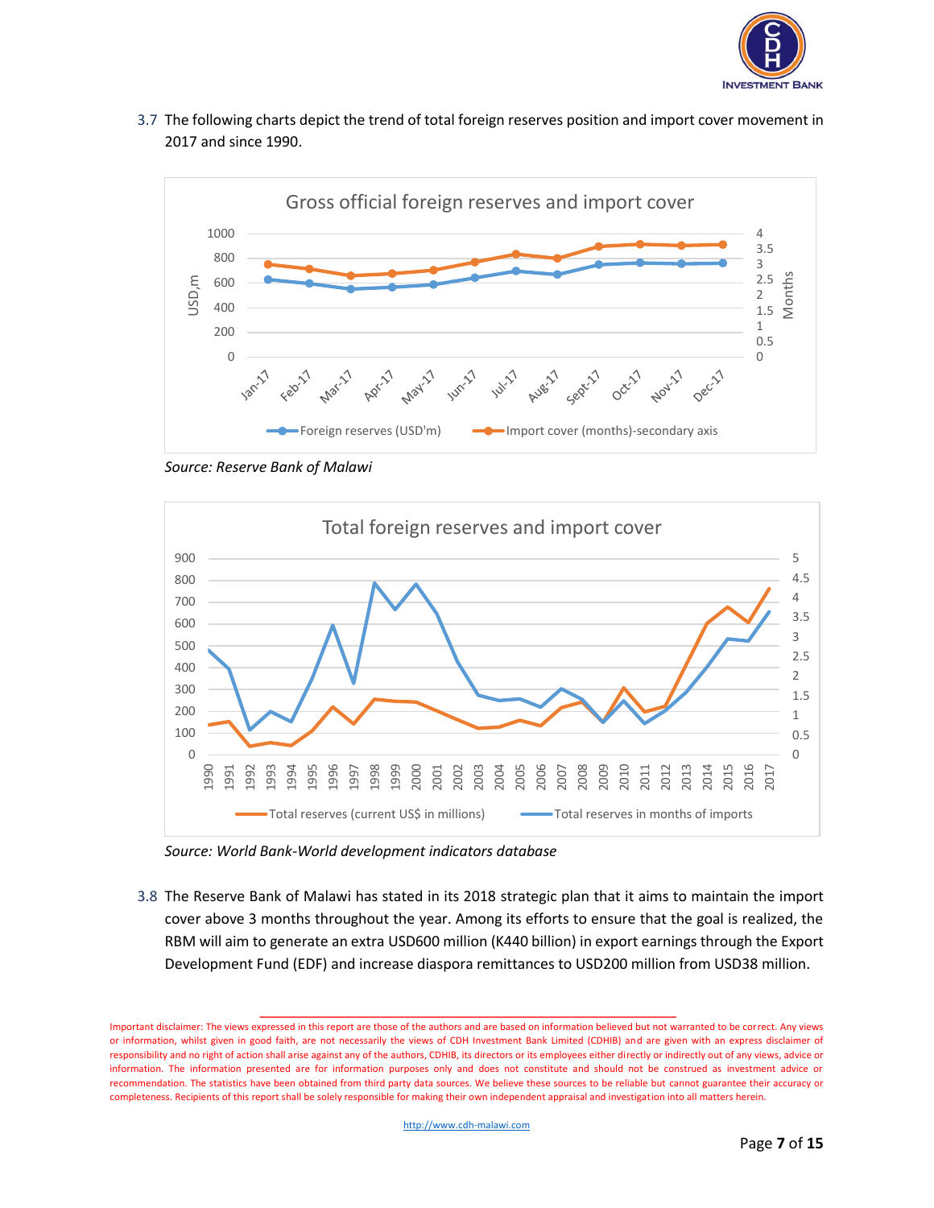3.7 The following charts depict the trend of total foreign reserves position and import cover movement in 2017 and since 1990.

Source: Reserve Bank of Malawi

Source: World Bank-World development indicators database

3.8 The Reserve Bank of Malawi has stated in its 2018 strategic plan that it aims to maintain the import cover above 3 months throughout the year. Among its efforts to ensure that the goal is realized, the RBM will aim to generate an extra USD600 million (K440 billion) in export earnings through the Export Development Fund (EDF) and increase diaspora remittances to USD200 million from USD38 million.

Important disclaimer: The views expressed in this report are those of the authors and are based on information believed but not warranted to be correct. Any views or information, whilst given in good faith, are not necessarily the views of CDH Investment Bank Limited (CDHIB) and are given with an express disclaimer of responsibility and no right of action shall arise against any of the authors, CDHIB, its directors or its employees either directly or indirectly out of any views, advice or information. The information presented are for information purposes only and does not constitute and should not be construed as investment advice or recommendation. The statistics have been obtained from third party data sources. We believe these sources to be reliable but cannot guarantee their accuracy or completeness. Recipients of this report shall be solely responsible for making their own independent appraisal and investigation into all matters herein.

http://www.cdh-malawi.com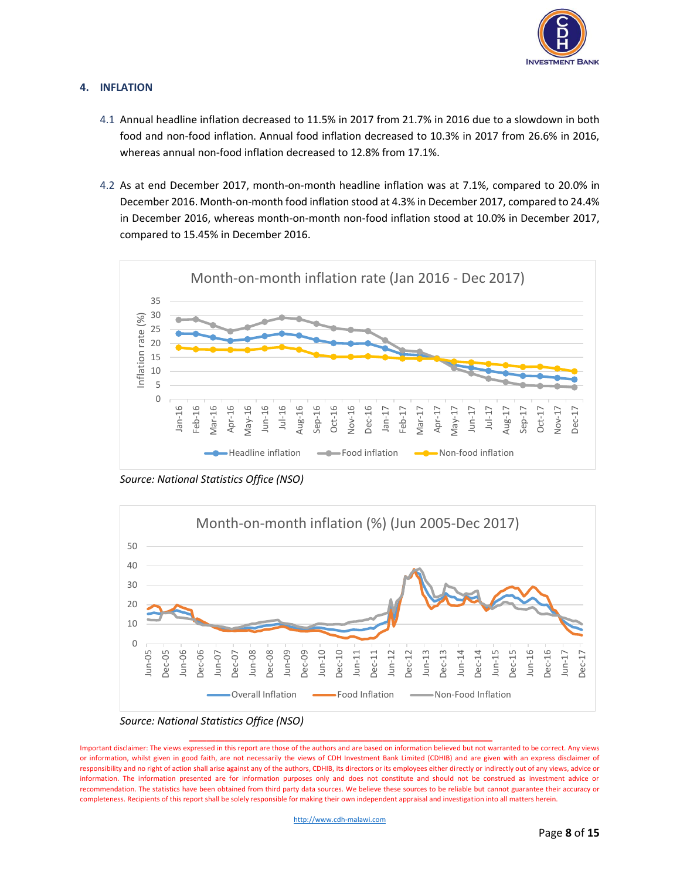## 4. INFLATION

4.1 Annual headline inflation decreased to 11.5% in 2017 from 21.7% in 2016 due to a slowdown in both food and non-food inflation. Annual food inflation decreased to 10.3% in 2017 from 26.6% in 2016, whereas annual non-food inflation decreased to 12.8% from 17.1%.

4.2 As at end December 2017, month-on-month headline inflation was at 7.1%, compared to 20.0% in December 2016. Month-on-month food inflation stood at 4.3% in December 2017, compared to 24.4% in December 2016, whereas month-on-month non-food inflation stood at 10.0% in December 2017, compared to 15.45% in December 2016.

*Source: National Statistics Office (NSO)*

*Source: National Statistics Office (NSO)*

Important disclaimer: The views expressed in this report are those of the authors and are based on information believed but not warranted to be correct. Any views or information, whilst given in good faith, are not necessarily the views of CDH Investment Bank Limited (CDHIB) and are given with an express disclaimer of responsibility and no right of action shall arise against any of the authors, CDHIB, its directors or its employees either directly or indirectly out of any views, advice or information. The information presented are for information purposes only and does not constitute and should not be construed as investment advice or recommendation. The statistics have been obtained from third party data sources. We believe these sources to be reliable but cannot guarantee their accuracy or completeness. Recipients of this report shall be solely responsible for making their own independent appraisal and investigation into all matters herein.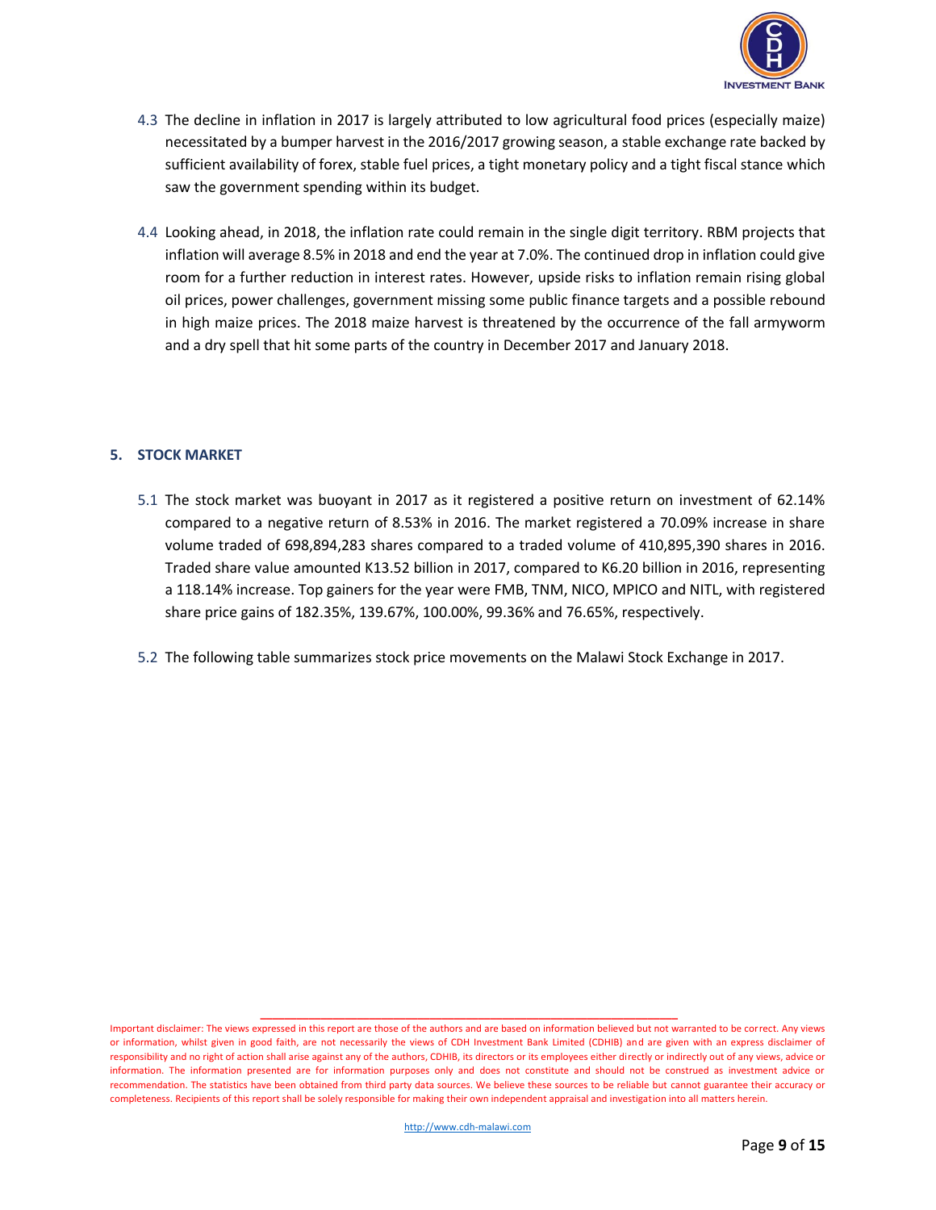4.3 The decline in inflation in 2017 is largely attributed to low agricultural food prices (especially maize) necessitated by a bumper harvest in the 2016/2017 growing season, a stable exchange rate backed by sufficient availability of forex, stable fuel prices, a tight monetary policy and a tight fiscal stance which saw the government spending within its budget.

4.4 Looking ahead, in 2018, the inflation rate could remain in the single digit territory. RBM projects that inflation will average 8.5% in 2018 and end the year at 7.0%. The continued drop in inflation could give room for a further reduction in interest rates. However, upside risks to inflation remain rising global oil prices, power challenges, government missing some public finance targets and a possible rebound in high maize prices. The 2018 maize harvest is threatened by the occurrence of the fall armyworm and a dry spell that hit some parts of the country in December 2017 and January 2018.

## 5. STOCK MARKET

5.1 The stock market was buoyant in 2017 as it registered a positive return on investment of 62.14% compared to a negative return of 8.53% in 2016. The market registered a 70.09% increase in share volume traded of 698,894,283 shares compared to a traded volume of 410,895,390 shares in 2016. Traded share value amounted K13.52 billion in 2017, compared to K6.20 billion in 2016, representing a 118.14% increase. Top gainers for the year were FMB, TNM, NICO, MPICO and NITL, with registered share price gains of 182.35%, 139.67%, 100.00%, 99.36% and 76.65%, respectively.

5.2 The following table summarizes stock price movements on the Malawi Stock Exchange in 2017.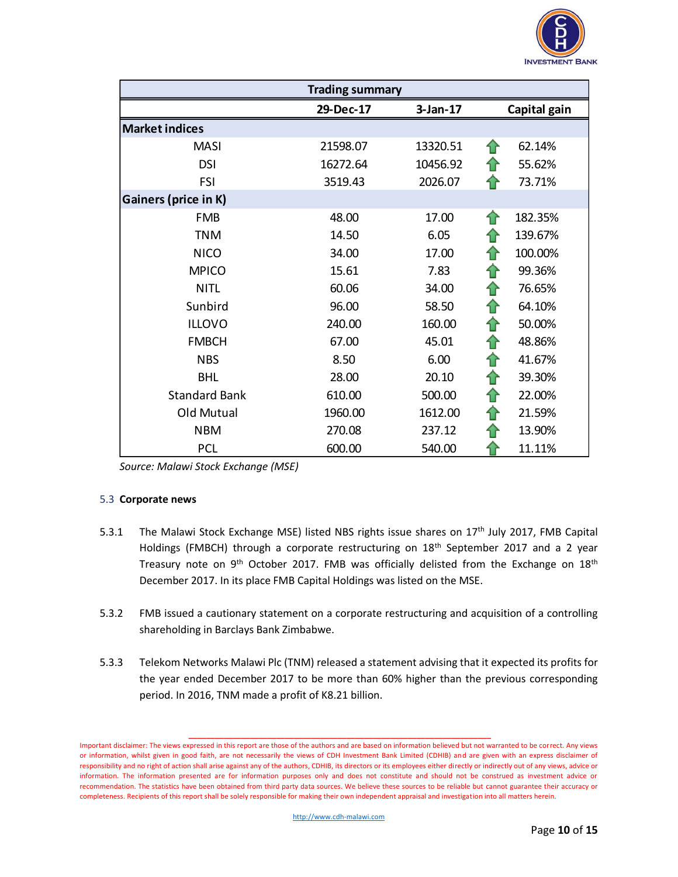| Trading summary | | | | |
|---|---|---|---|---|
| | 29-Dec-17 | 3-Jan-17 | | Capital gain |
| **Market indices** | | | | |
| MASI | 21598.07 | 13320.51 | ↑ | 62.14% |
| DSI | 16272.64 | 10456.92 | ↑ | 55.62% |
| FSI | 3519.43 | 2026.07 | ↑ | 73.71% |
| **Gainers (price in K)** | | | | |
| FMB | 48.00 | 17.00 | ↑ | 182.35% |
| TNM | 14.50 | 6.05 | ↑ | 139.67% |
| NICO | 34.00 | 17.00 | ↑ | 100.00% |
| MPICO | 15.61 | 7.83 | ↑ | 99.36% |
| NITL | 60.06 | 34.00 | ↑ | 76.65% |
| Sunbird | 96.00 | 58.50 | ↑ | 64.10% |
| ILLOVO | 240.00 | 160.00 | ↑ | 50.00% |
| FMBCH | 67.00 | 45.01 | ↑ | 48.86% |
| NBS | 8.50 | 6.00 | ↑ | 41.67% |
| BHL | 28.00 | 20.10 | ↑ | 39.30% |
| Standard Bank | 610.00 | 500.00 | ↑ | 22.00% |
| Old Mutual | 1960.00 | 1612.00 | ↑ | 21.59% |
| NBM | 270.08 | 237.12 | ↑ | 13.90% |
| PCL | 600.00 | 540.00 | ↑ | 11.11% |

*Source: Malawi Stock Exchange (MSE)*

### 5.3 Corporate news

5.3.1 The Malawi Stock Exchange MSE) listed NBS rights issue shares on 17th July 2017, FMB Capital Holdings (FMBCH) through a corporate restructuring on 18th September 2017 and a 2 year Treasury note on 9th October 2017. FMB was officially delisted from the Exchange on 18th December 2017. In its place FMB Capital Holdings was listed on the MSE.

5.3.2 FMB issued a cautionary statement on a corporate restructuring and acquisition of a controlling shareholding in Barclays Bank Zimbabwe.

5.3.3 Telekom Networks Malawi Plc (TNM) released a statement advising that it expected its profits for the year ended December 2017 to be more than 60% higher than the previous corresponding period. In 2016, TNM made a profit of K8.21 billion.

Important disclaimer: The views expressed in this report are those of the authors and are based on information believed but not warranted to be correct. Any views or information, whilst given in good faith, are not necessarily the views of CDH Investment Bank Limited (CDHIB) and are given with an express disclaimer of responsibility and no right of action shall arise against any of the authors, CDHIB, its directors or its employees either directly or indirectly out of any views, advice or information. The information presented are for information purposes only and does not constitute and should not be construed as investment advice or recommendation. The statistics have been obtained from third party data sources. We believe these sources to be reliable but cannot guarantee their accuracy or completeness. Recipients of this report shall be solely responsible for making their own independent appraisal and investigation into all matters herein.

http://www.cdh-malawi.com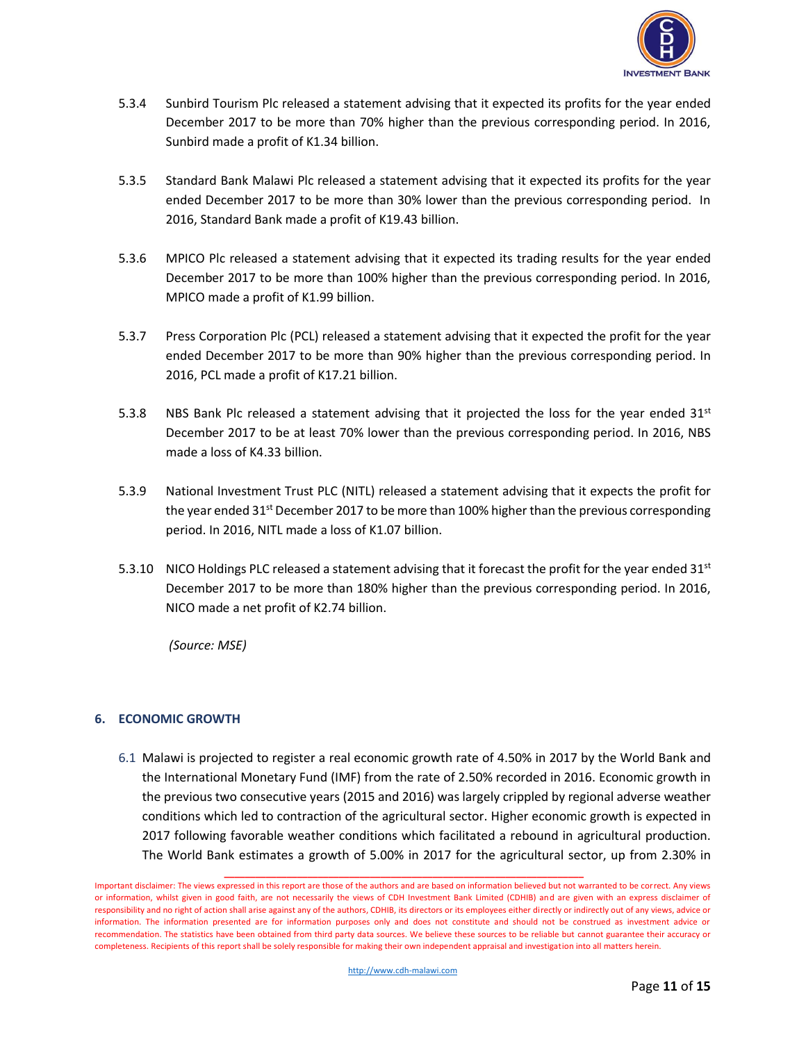5.3.4 Sunbird Tourism Plc released a statement advising that it expected its profits for the year ended December 2017 to be more than 70% higher than the previous corresponding period. In 2016, Sunbird made a profit of K1.34 billion.

5.3.5 Standard Bank Malawi Plc released a statement advising that it expected its profits for the year ended December 2017 to be more than 30% lower than the previous corresponding period. In 2016, Standard Bank made a profit of K19.43 billion.

5.3.6 MPICO Plc released a statement advising that it expected its trading results for the year ended December 2017 to be more than 100% higher than the previous corresponding period. In 2016, MPICO made a profit of K1.99 billion.

5.3.7 Press Corporation Plc (PCL) released a statement advising that it expected the profit for the year ended December 2017 to be more than 90% higher than the previous corresponding period. In 2016, PCL made a profit of K17.21 billion.

5.3.8 NBS Bank Plc released a statement advising that it projected the loss for the year ended 31st December 2017 to be at least 70% lower than the previous corresponding period. In 2016, NBS made a loss of K4.33 billion.

5.3.9 National Investment Trust PLC (NITL) released a statement advising that it expects the profit for the year ended 31st December 2017 to be more than 100% higher than the previous corresponding period. In 2016, NITL made a loss of K1.07 billion.

5.3.10 NICO Holdings PLC released a statement advising that it forecast the profit for the year ended 31st December 2017 to be more than 180% higher than the previous corresponding period. In 2016, NICO made a net profit of K2.74 billion.

*(Source: MSE)*

## 6. ECONOMIC GROWTH

6.1 Malawi is projected to register a real economic growth rate of 4.50% in 2017 by the World Bank and the International Monetary Fund (IMF) from the rate of 2.50% recorded in 2016. Economic growth in the previous two consecutive years (2015 and 2016) was largely crippled by regional adverse weather conditions which led to contraction of the agricultural sector. Higher economic growth is expected in 2017 following favorable weather conditions which facilitated a rebound in agricultural production. The World Bank estimates a growth of 5.00% in 2017 for the agricultural sector, up from 2.30% in

Important disclaimer: The views expressed in this report are those of the authors and are based on information believed but not warranted to be correct. Any views or information, whilst given in good faith, are not necessarily the views of CDH Investment Bank Limited (CDHIB) and are given with an express disclaimer of responsibility and no right of action shall arise against any of the authors, CDHIB, its directors or its employees either directly or indirectly out of any views, advice or information. The information presented are for information purposes only and does not constitute and should not be construed as investment advice or recommendation. The statistics have been obtained from third party data sources. We believe these sources to be reliable but cannot guarantee their accuracy or completeness. Recipients of this report shall be solely responsible for making their own independent appraisal and investigation into all matters herein.

http://www.cdh-malawi.com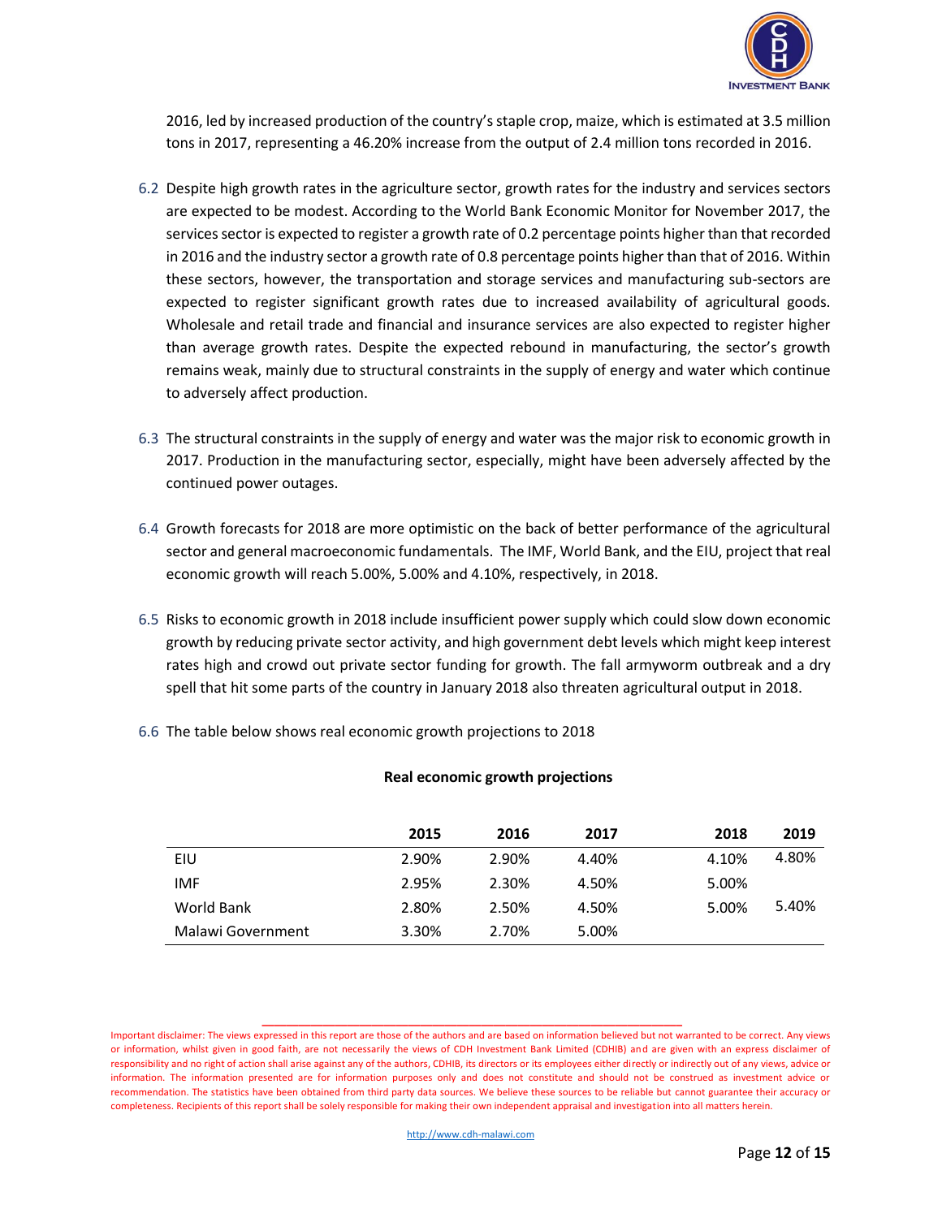2016, led by increased production of the country's staple crop, maize, which is estimated at 3.5 million tons in 2017, representing a 46.20% increase from the output of 2.4 million tons recorded in 2016.

6.2 Despite high growth rates in the agriculture sector, growth rates for the industry and services sectors are expected to be modest. According to the World Bank Economic Monitor for November 2017, the services sector is expected to register a growth rate of 0.2 percentage points higher than that recorded in 2016 and the industry sector a growth rate of 0.8 percentage points higher than that of 2016. Within these sectors, however, the transportation and storage services and manufacturing sub-sectors are expected to register significant growth rates due to increased availability of agricultural goods. Wholesale and retail trade and financial and insurance services are also expected to register higher than average growth rates. Despite the expected rebound in manufacturing, the sector's growth remains weak, mainly due to structural constraints in the supply of energy and water which continue to adversely affect production.

6.3 The structural constraints in the supply of energy and water was the major risk to economic growth in 2017. Production in the manufacturing sector, especially, might have been adversely affected by the continued power outages.

6.4 Growth forecasts for 2018 are more optimistic on the back of better performance of the agricultural sector and general macroeconomic fundamentals. The IMF, World Bank, and the EIU, project that real economic growth will reach 5.00%, 5.00% and 4.10%, respectively, in 2018.

6.5 Risks to economic growth in 2018 include insufficient power supply which could slow down economic growth by reducing private sector activity, and high government debt levels which might keep interest rates high and crowd out private sector funding for growth. The fall armyworm outbreak and a dry spell that hit some parts of the country in January 2018 also threaten agricultural output in 2018.

6.6 The table below shows real economic growth projections to 2018

**Real economic growth projections**

| | 2015 | 2016 | 2017 | 2018 | 2019 |
|---|---|---|---|---|---|
| EIU | 2.90% | 2.90% | 4.40% | 4.10% | 4.80% |
| IMF | 2.95% | 2.30% | 4.50% | 5.00% | |
| World Bank | 2.80% | 2.50% | 4.50% | 5.00% | 5.40% |
| Malawi Government | 3.30% | 2.70% | 5.00% | | |

Important disclaimer: The views expressed in this report are those of the authors and are based on information believed but not warranted to be correct. Any views or information, whilst given in good faith, are not necessarily the views of CDH Investment Bank Limited (CDHIB) and are given with an express disclaimer of responsibility and no right of action shall arise against any of the authors, CDHIB, its directors or its employees either directly or indirectly out of any views, advice or information. The information presented are for information purposes only and does not constitute and should not be construed as investment advice or recommendation. The statistics have been obtained from third party data sources. We believe these sources to be reliable but cannot guarantee their accuracy or completeness. Recipients of this report shall be solely responsible for making their own independent appraisal and investigation into all matters herein.

http://www.cdh-malawi.com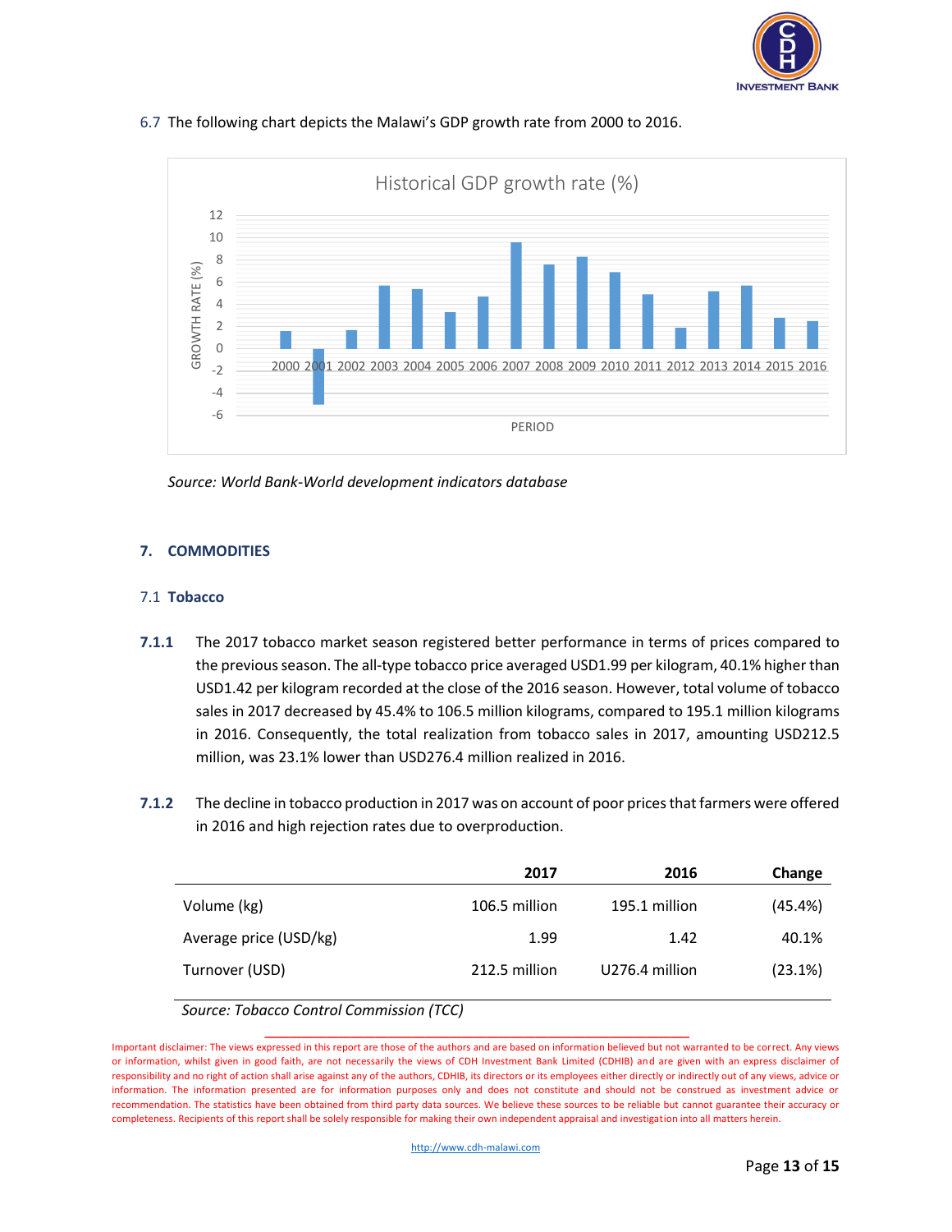6.7 The following chart depicts the Malawi's GDP growth rate from 2000 to 2016.

Source: World Bank-World development indicators database

## 7. COMMODITIES

### 7.1 Tobacco

**7.1.1** The 2017 tobacco market season registered better performance in terms of prices compared to the previous season. The all-type tobacco price averaged USD1.99 per kilogram, 40.1% higher than USD1.42 per kilogram recorded at the close of the 2016 season. However, total volume of tobacco sales in 2017 decreased by 45.4% to 106.5 million kilograms, compared to 195.1 million kilograms in 2016. Consequently, the total realization from tobacco sales in 2017, amounting USD212.5 million, was 23.1% lower than USD276.4 million realized in 2016.

**7.1.2** The decline in tobacco production in 2017 was on account of poor prices that farmers were offered in 2016 and high rejection rates due to overproduction.

| | 2017 | 2016 | Change |
|---|---|---|---|
| Volume (kg) | 106.5 million | 195.1 million | (45.4%) |
| Average price (USD/kg) | 1.99 | 1.42 | 40.1% |
| Turnover (USD) | 212.5 million | U276.4 million | (23.1%) |

*Source: Tobacco Control Commission (TCC)*

Important disclaimer: The views expressed in this report are those of the authors and are based on information believed but not warranted to be correct. Any views or information, whilst given in good faith, are not necessarily the views of CDH Investment Bank Limited (CDHIB) and are given with an express disclaimer of responsibility and no right of action shall arise against any of the authors, CDHIB, its directors or its employees either directly or indirectly out of any views, advice or information. The information presented are for information purposes only and does not constitute and should not be construed as investment advice or recommendation. The statistics have been obtained from third party data sources. We believe these sources to be reliable but cannot guarantee their accuracy or completeness. Recipients of this report shall be solely responsible for making their own independent appraisal and investigation into all matters herein.

http://www.cdh-malawi.com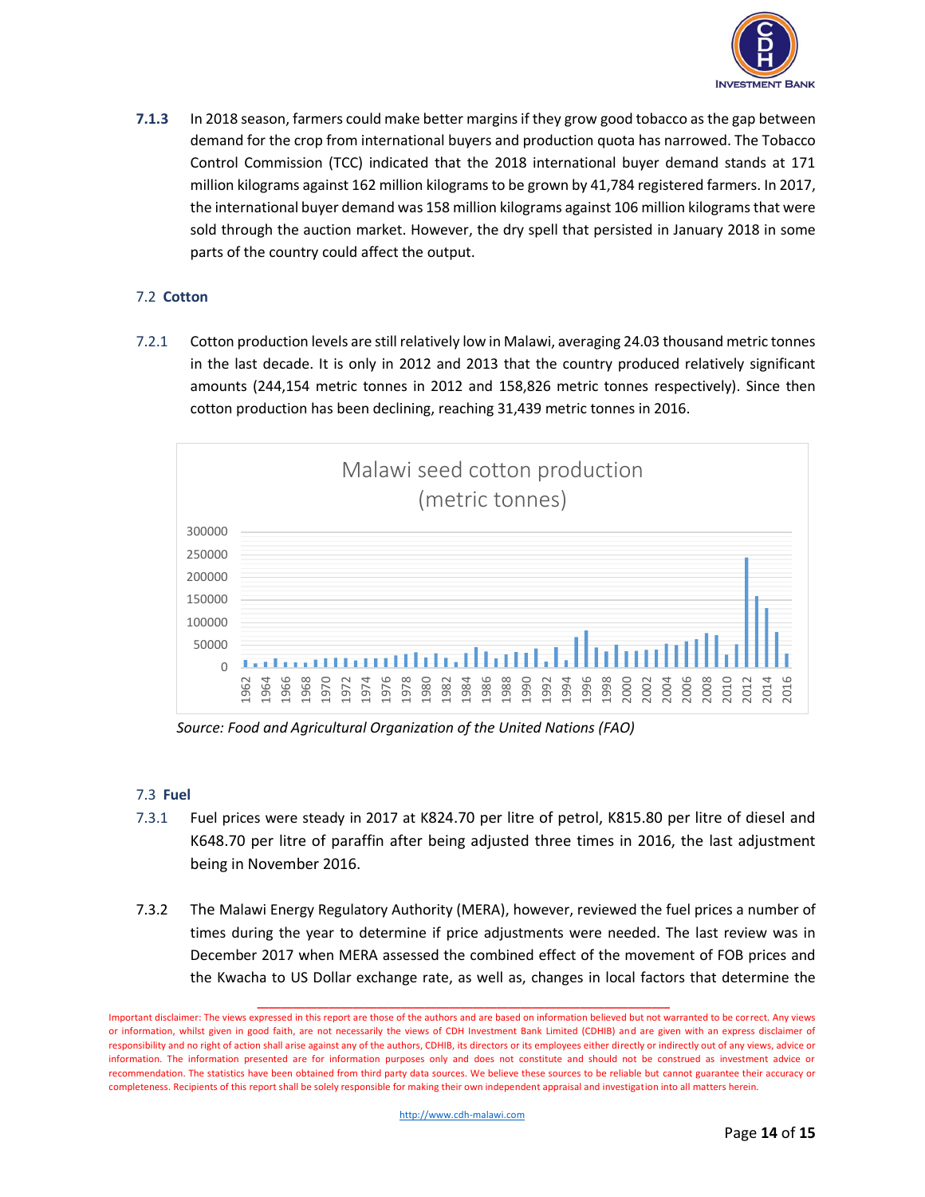**7.1.3** In 2018 season, farmers could make better margins if they grow good tobacco as the gap between demand for the crop from international buyers and production quota has narrowed. The Tobacco Control Commission (TCC) indicated that the 2018 international buyer demand stands at 171 million kilograms against 162 million kilograms to be grown by 41,784 registered farmers. In 2017, the international buyer demand was 158 million kilograms against 106 million kilograms that were sold through the auction market. However, the dry spell that persisted in January 2018 in some parts of the country could affect the output.

## 7.2 **Cotton**

7.2.1 Cotton production levels are still relatively low in Malawi, averaging 24.03 thousand metric tonnes in the last decade. It is only in 2012 and 2013 that the country produced relatively significant amounts (244,154 metric tonnes in 2012 and 158,826 metric tonnes respectively). Since then cotton production has been declining, reaching 31,439 metric tonnes in 2016.

Malawi seed cotton production (metric tonnes)

*Source: Food and Agricultural Organization of the United Nations (FAO)*

## 7.3 **Fuel**

7.3.1 Fuel prices were steady in 2017 at K824.70 per litre of petrol, K815.80 per litre of diesel and K648.70 per litre of paraffin after being adjusted three times in 2016, the last adjustment being in November 2016.

7.3.2 The Malawi Energy Regulatory Authority (MERA), however, reviewed the fuel prices a number of times during the year to determine if price adjustments were needed. The last review was in December 2017 when MERA assessed the combined effect of the movement of FOB prices and the Kwacha to US Dollar exchange rate, as well as, changes in local factors that determine the

Important disclaimer: The views expressed in this report are those of the authors and are based on information believed but not warranted to be correct. Any views or information, whilst given in good faith, are not necessarily the views of CDH Investment Bank Limited (CDHIB) and are given with an express disclaimer of responsibility and no right of action shall arise against any of the authors, CDHIB, its directors or its employees either directly or indirectly out of any views, advice or information. The information presented are for information purposes only and does not constitute and should not be construed as investment advice or recommendation. The statistics have been obtained from third party data sources. We believe these sources to be reliable but cannot guarantee their accuracy or completeness. Recipients of this report shall be solely responsible for making their own independent appraisal and investigation into all matters herein.

http://www.cdh-malawi.com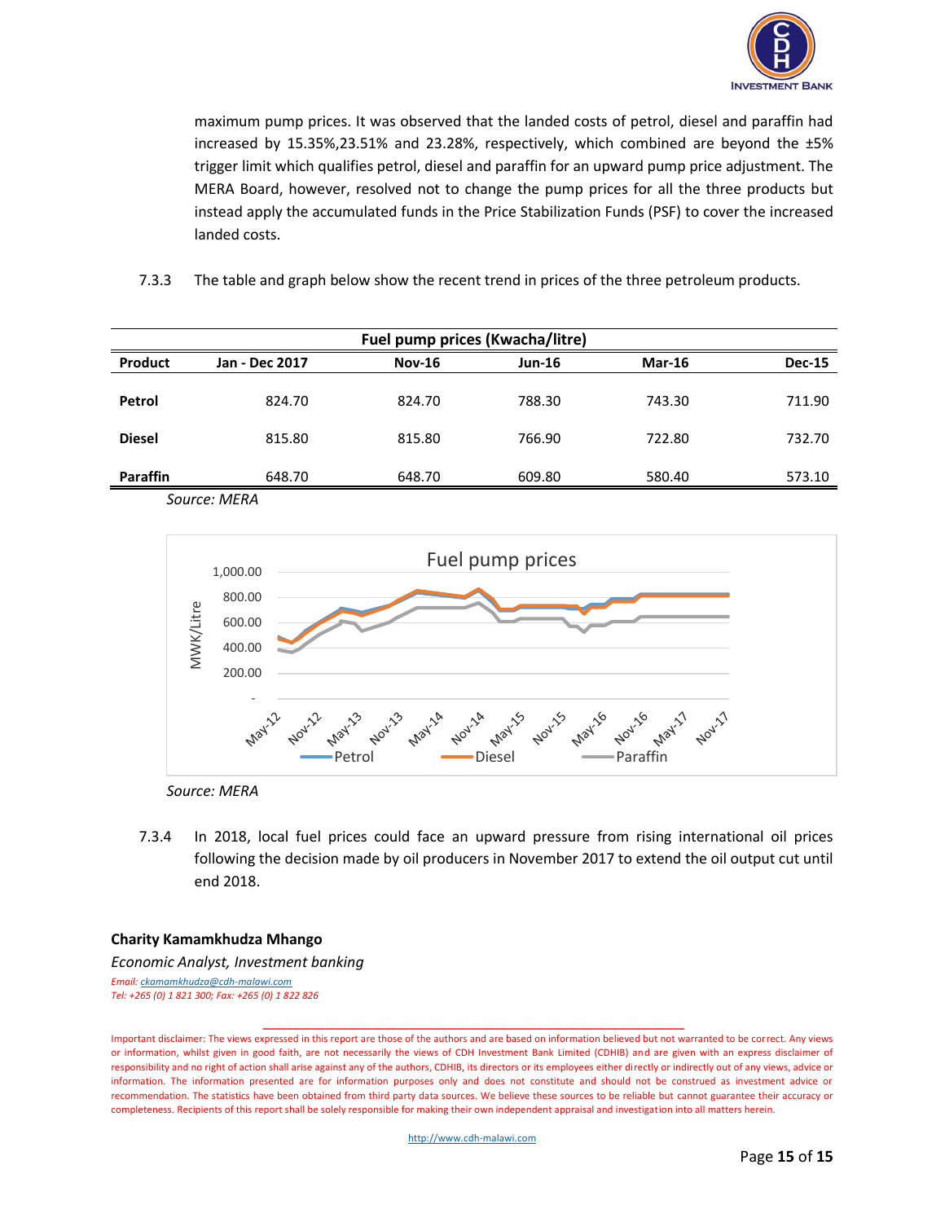maximum pump prices. It was observed that the landed costs of petrol, diesel and paraffin had increased by 15.35%,23.51% and 23.28%, respectively, which combined are beyond the ±5% trigger limit which qualifies petrol, diesel and paraffin for an upward pump price adjustment. The MERA Board, however, resolved not to change the pump prices for all the three products but instead apply the accumulated funds in the Price Stabilization Funds (PSF) to cover the increased landed costs.

7.3.3 The table and graph below show the recent trend in prices of the three petroleum products.

**Fuel pump prices (Kwacha/litre)**

| Product | Jan - Dec 2017 | Nov-16 | Jun-16 | Mar-16 | Dec-15 |
|---|---|---|---|---|---|
| **Petrol** | 824.70 | 824.70 | 788.30 | 743.30 | 711.90 |
| **Diesel** | 815.80 | 815.80 | 766.90 | 722.80 | 732.70 |
| **Paraffin** | 648.70 | 648.70 | 609.80 | 580.40 | 573.10 |

*Source: MERA*

Fuel pump prices

MWK/Litre

1,000.00
800.00
600.00
400.00
200.00
-

May-12 Nov-12 May-13 Nov-13 May-14 Nov-14 May-15 Nov-15 May-16 Nov-16 May-17 Nov-17

Petrol Diesel Paraffin

*Source: MERA*

7.3.4 In 2018, local fuel prices could face an upward pressure from rising international oil prices following the decision made by oil producers in November 2017 to extend the oil output cut until end 2018.

**Charity Kamamkhudza Mhango**

*Economic Analyst, Investment banking*

*Email: ckamamkhudza@cdh-malawi.com*
*Tel: +265 (0) 1 821 300; Fax: +265 (0) 1 822 826*

Important disclaimer: The views expressed in this report are those of the authors and are based on information believed but not warranted to be correct. Any views or information, whilst given in good faith, are not necessarily the views of CDH Investment Bank Limited (CDHIB) and are given with an express disclaimer of responsibility and no right of action shall arise against any of the authors, CDHIB, its directors or its employees either directly or indirectly out of any views, advice or information. The information presented are for information purposes only and does not constitute and should not be construed as investment advice or recommendation. The statistics have been obtained from third party data sources. We believe these sources to be reliable but cannot guarantee their accuracy or completeness. Recipients of this report shall be solely responsible for making their own independent appraisal and investigation into all matters herein.

http://www.cdh-malawi.com